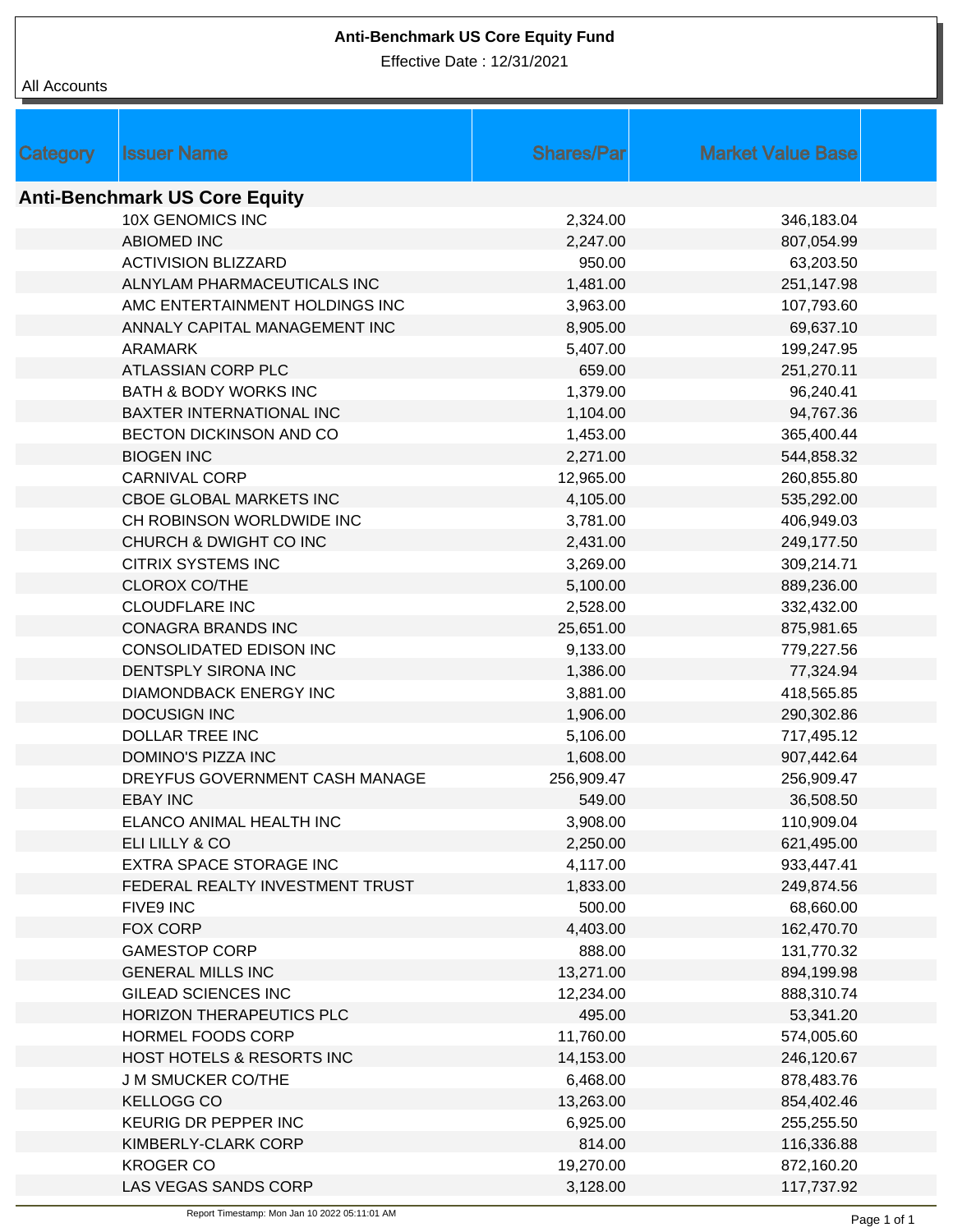**Anti-Benchmark US Core Equity Fund**

Effective Date : 12/31/2021

All Accounts

| Category | Issuer Name | Shares/Par | Market Value Base |
|---|---|---|---|
| **Anti-Benchmark US Core Equity** | | | |
| | 10X GENOMICS INC | 2,324.00 | 346,183.04 |
| | ABIOMED INC | 2,247.00 | 807,054.99 |
| | ACTIVISION BLIZZARD | 950.00 | 63,203.50 |
| | ALNYLAM PHARMACEUTICALS INC | 1,481.00 | 251,147.98 |
| | AMC ENTERTAINMENT HOLDINGS INC | 3,963.00 | 107,793.60 |
| | ANNALY CAPITAL MANAGEMENT INC | 8,905.00 | 69,637.10 |
| | ARAMARK | 5,407.00 | 199,247.95 |
| | ATLASSIAN CORP PLC | 659.00 | 251,270.11 |
| | BATH & BODY WORKS INC | 1,379.00 | 96,240.41 |
| | BAXTER INTERNATIONAL INC | 1,104.00 | 94,767.36 |
| | BECTON DICKINSON AND CO | 1,453.00 | 365,400.44 |
| | BIOGEN INC | 2,271.00 | 544,858.32 |
| | CARNIVAL CORP | 12,965.00 | 260,855.80 |
| | CBOE GLOBAL MARKETS INC | 4,105.00 | 535,292.00 |
| | CH ROBINSON WORLDWIDE INC | 3,781.00 | 406,949.03 |
| | CHURCH & DWIGHT CO INC | 2,431.00 | 249,177.50 |
| | CITRIX SYSTEMS INC | 3,269.00 | 309,214.71 |
| | CLOROX CO/THE | 5,100.00 | 889,236.00 |
| | CLOUDFLARE INC | 2,528.00 | 332,432.00 |
| | CONAGRA BRANDS INC | 25,651.00 | 875,981.65 |
| | CONSOLIDATED EDISON INC | 9,133.00 | 779,227.56 |
| | DENTSPLY SIRONA INC | 1,386.00 | 77,324.94 |
| | DIAMONDBACK ENERGY INC | 3,881.00 | 418,565.85 |
| | DOCUSIGN INC | 1,906.00 | 290,302.86 |
| | DOLLAR TREE INC | 5,106.00 | 717,495.12 |
| | DOMINO'S PIZZA INC | 1,608.00 | 907,442.64 |
| | DREYFUS GOVERNMENT CASH MANAGE | 256,909.47 | 256,909.47 |
| | EBAY INC | 549.00 | 36,508.50 |
| | ELANCO ANIMAL HEALTH INC | 3,908.00 | 110,909.04 |
| | ELI LILLY & CO | 2,250.00 | 621,495.00 |
| | EXTRA SPACE STORAGE INC | 4,117.00 | 933,447.41 |
| | FEDERAL REALTY INVESTMENT TRUST | 1,833.00 | 249,874.56 |
| | FIVE9 INC | 500.00 | 68,660.00 |
| | FOX CORP | 4,403.00 | 162,470.70 |
| | GAMESTOP CORP | 888.00 | 131,770.32 |
| | GENERAL MILLS INC | 13,271.00 | 894,199.98 |
| | GILEAD SCIENCES INC | 12,234.00 | 888,310.74 |
| | HORIZON THERAPEUTICS PLC | 495.00 | 53,341.20 |
| | HORMEL FOODS CORP | 11,760.00 | 574,005.60 |
| | HOST HOTELS & RESORTS INC | 14,153.00 | 246,120.67 |
| | J M SMUCKER CO/THE | 6,468.00 | 878,483.76 |
| | KELLOGG CO | 13,263.00 | 854,402.46 |
| | KEURIG DR PEPPER INC | 6,925.00 | 255,255.50 |
| | KIMBERLY-CLARK CORP | 814.00 | 116,336.88 |
| | KROGER CO | 19,270.00 | 872,160.20 |
| | LAS VEGAS SANDS CORP | 3,128.00 | 117,737.92 |

Report Timestamp: Mon Jan 10 2022 05:11:01 AM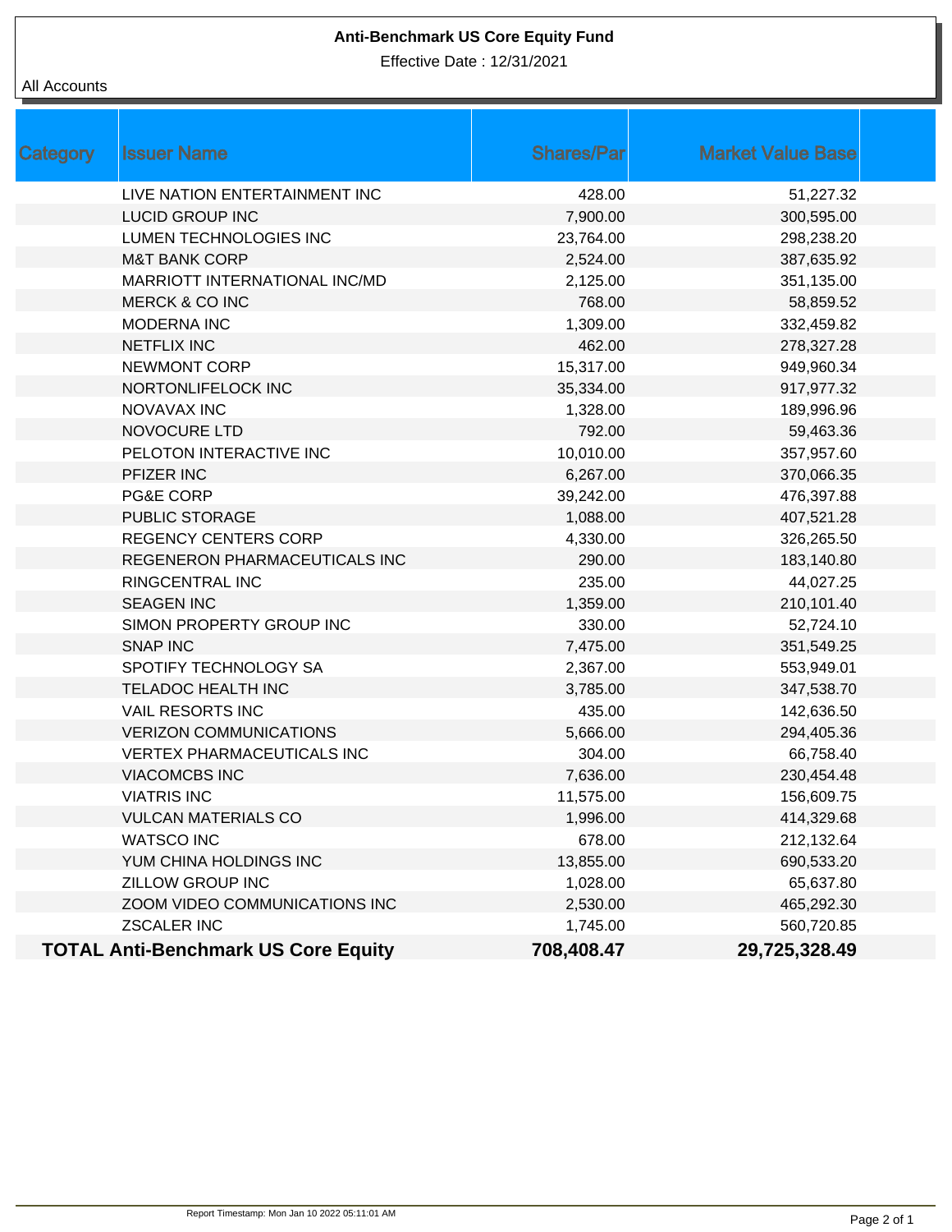**Anti-Benchmark US Core Equity Fund**

Effective Date : 12/31/2021

All Accounts

| Category | Issuer Name | Shares/Par | Market Value Base |
|---|---|---|---|
| | LIVE NATION ENTERTAINMENT INC | 428.00 | 51,227.32 |
| | LUCID GROUP INC | 7,900.00 | 300,595.00 |
| | LUMEN TECHNOLOGIES INC | 23,764.00 | 298,238.20 |
| | M&T BANK CORP | 2,524.00 | 387,635.92 |
| | MARRIOTT INTERNATIONAL INC/MD | 2,125.00 | 351,135.00 |
| | MERCK & CO INC | 768.00 | 58,859.52 |
| | MODERNA INC | 1,309.00 | 332,459.82 |
| | NETFLIX INC | 462.00 | 278,327.28 |
| | NEWMONT CORP | 15,317.00 | 949,960.34 |
| | NORTONLIFELOCK INC | 35,334.00 | 917,977.32 |
| | NOVAVAX INC | 1,328.00 | 189,996.96 |
| | NOVOCURE LTD | 792.00 | 59,463.36 |
| | PELOTON INTERACTIVE INC | 10,010.00 | 357,957.60 |
| | PFIZER INC | 6,267.00 | 370,066.35 |
| | PG&E CORP | 39,242.00 | 476,397.88 |
| | PUBLIC STORAGE | 1,088.00 | 407,521.28 |
| | REGENCY CENTERS CORP | 4,330.00 | 326,265.50 |
| | REGENERON PHARMACEUTICALS INC | 290.00 | 183,140.80 |
| | RINGCENTRAL INC | 235.00 | 44,027.25 |
| | SEAGEN INC | 1,359.00 | 210,101.40 |
| | SIMON PROPERTY GROUP INC | 330.00 | 52,724.10 |
| | SNAP INC | 7,475.00 | 351,549.25 |
| | SPOTIFY TECHNOLOGY SA | 2,367.00 | 553,949.01 |
| | TELADOC HEALTH INC | 3,785.00 | 347,538.70 |
| | VAIL RESORTS INC | 435.00 | 142,636.50 |
| | VERIZON COMMUNICATIONS | 5,666.00 | 294,405.36 |
| | VERTEX PHARMACEUTICALS INC | 304.00 | 66,758.40 |
| | VIACOMCBS INC | 7,636.00 | 230,454.48 |
| | VIATRIS INC | 11,575.00 | 156,609.75 |
| | VULCAN MATERIALS CO | 1,996.00 | 414,329.68 |
| | WATSCO INC | 678.00 | 212,132.64 |
| | YUM CHINA HOLDINGS INC | 13,855.00 | 690,533.20 |
| | ZILLOW GROUP INC | 1,028.00 | 65,637.80 |
| | ZOOM VIDEO COMMUNICATIONS INC | 2,530.00 | 465,292.30 |
| | ZSCALER INC | 1,745.00 | 560,720.85 |
| **TOTAL Anti-Benchmark US Core Equity** | | **708,408.47** | **29,725,328.49** |

Report Timestamp: Mon Jan 10 2022 05:11:01 AM